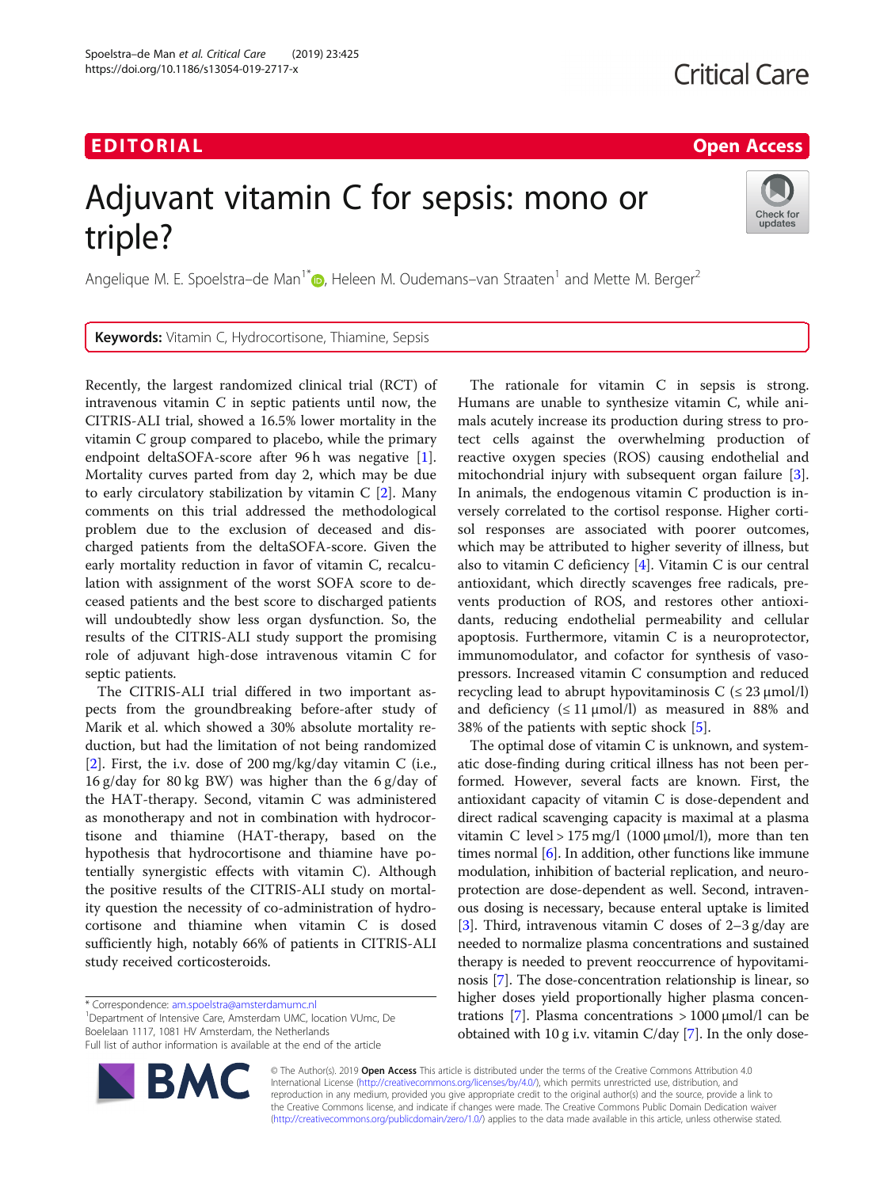EDITORIAL

Open Access

# Adjuvant vitamin C for sepsis: mono or triple?

Angelique M. E. Spoelstra–de Man[1*], Heleen M. Oudemans–van Straaten[1] and Mette M. Berger[2]

**Keywords:** Vitamin C, Hydrocortisone, Thiamine, Sepsis

Recently, the largest randomized clinical trial (RCT) of intravenous vitamin C in septic patients until now, the CITRIS-ALI trial, showed a 16.5% lower mortality in the vitamin C group compared to placebo, while the primary endpoint deltaSOFA-score after 96 h was negative [1]. Mortality curves parted from day 2, which may be due to early circulatory stabilization by vitamin C [2]. Many comments on this trial addressed the methodological problem due to the exclusion of deceased and discharged patients from the deltaSOFA-score. Given the early mortality reduction in favor of vitamin C, recalculation with assignment of the worst SOFA score to deceased patients and the best score to discharged patients will undoubtedly show less organ dysfunction. So, the results of the CITRIS-ALI study support the promising role of adjuvant high-dose intravenous vitamin C for septic patients.

The CITRIS-ALI trial differed in two important aspects from the groundbreaking before-after study of Marik et al. which showed a 30% absolute mortality reduction, but had the limitation of not being randomized [2]. First, the i.v. dose of 200 mg/kg/day vitamin C (i.e., 16 g/day for 80 kg BW) was higher than the 6 g/day of the HAT-therapy. Second, vitamin C was administered as monotherapy and not in combination with hydrocortisone and thiamine (HAT-therapy, based on the hypothesis that hydrocortisone and thiamine have potentially synergistic effects with vitamin C). Although the positive results of the CITRIS-ALI study on mortality question the necessity of co-administration of hydrocortisone and thiamine when vitamin C is dosed sufficiently high, notably 66% of patients in CITRIS-ALI study received corticosteroids.

The rationale for vitamin C in sepsis is strong. Humans are unable to synthesize vitamin C, while animals acutely increase its production during stress to protect cells against the overwhelming production of reactive oxygen species (ROS) causing endothelial and mitochondrial injury with subsequent organ failure [3]. In animals, the endogenous vitamin C production is inversely correlated to the cortisol response. Higher cortisol responses are associated with poorer outcomes, which may be attributed to higher severity of illness, but also to vitamin C deficiency [4]. Vitamin C is our central antioxidant, which directly scavenges free radicals, prevents production of ROS, and restores other antioxidants, reducing endothelial permeability and cellular apoptosis. Furthermore, vitamin C is a neuroprotector, immunomodulator, and cofactor for synthesis of vasopressors. Increased vitamin C consumption and reduced recycling lead to abrupt hypovitaminosis C (≤ 23 μmol/l) and deficiency (≤ 11 μmol/l) as measured in 88% and 38% of the patients with septic shock [5].

The optimal dose of vitamin C is unknown, and systematic dose-finding during critical illness has not been performed. However, several facts are known. First, the antioxidant capacity of vitamin C is dose-dependent and direct radical scavenging capacity is maximal at a plasma vitamin C level > 175 mg/l (1000 μmol/l), more than ten times normal [6]. In addition, other functions like immune modulation, inhibition of bacterial replication, and neuroprotection are dose-dependent as well. Second, intravenous dosing is necessary, because enteral uptake is limited [3]. Third, intravenous vitamin C doses of 2–3 g/day are needed to normalize plasma concentrations and sustained therapy is needed to prevent reoccurrence of hypovitaminosis [7]. The dose-concentration relationship is linear, so higher doses yield proportionally higher plasma concentrations [7]. Plasma concentrations > 1000 μmol/l can be obtained with 10 g i.v. vitamin C/day [7]. In the only dose-

\* Correspondence: am.spoelstra@amsterdamumc.nl
[1]Department of Intensive Care, Amsterdam UMC, location VUmc, De Boelelaan 1117, 1081 HV Amsterdam, the Netherlands
Full list of author information is available at the end of the article

© The Author(s). 2019 **Open Access** This article is distributed under the terms of the Creative Commons Attribution 4.0 International License (http://creativecommons.org/licenses/by/4.0/), which permits unrestricted use, distribution, and reproduction in any medium, provided you give appropriate credit to the original author(s) and the source, provide a link to the Creative Commons license, and indicate if changes were made. The Creative Commons Public Domain Dedication waiver (http://creativecommons.org/publicdomain/zero/1.0/) applies to the data made available in this article, unless otherwise stated.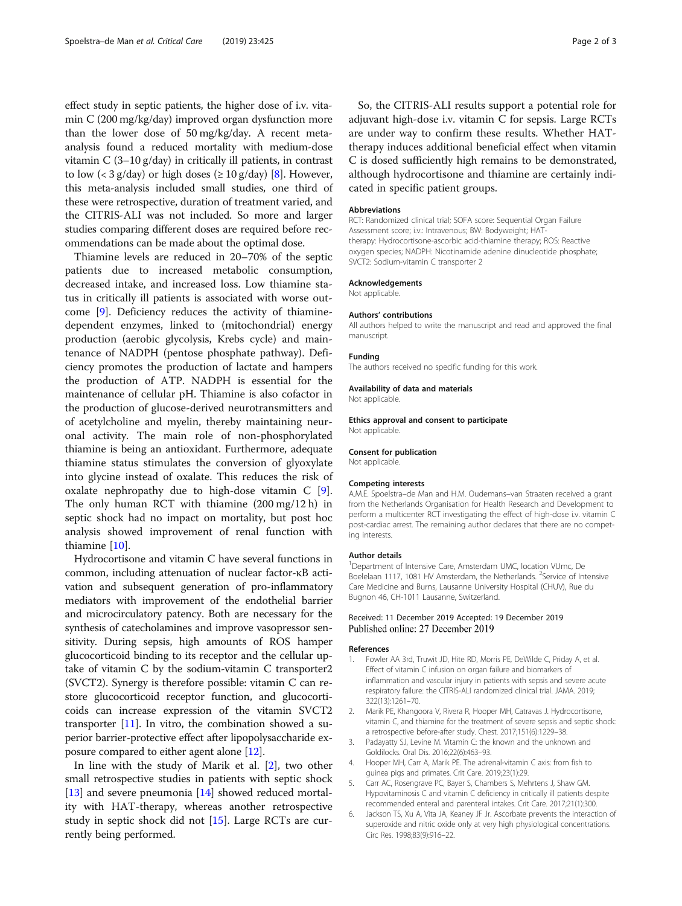effect study in septic patients, the higher dose of i.v. vitamin C (200 mg/kg/day) improved organ dysfunction more than the lower dose of 50 mg/kg/day. A recent meta-analysis found a reduced mortality with medium-dose vitamin C (3–10 g/day) in critically ill patients, in contrast to low (< 3 g/day) or high doses (≥ 10 g/day) [8]. However, this meta-analysis included small studies, one third of these were retrospective, duration of treatment varied, and the CITRIS-ALI was not included. So more and larger studies comparing different doses are required before recommendations can be made about the optimal dose.

Thiamine levels are reduced in 20–70% of the septic patients due to increased metabolic consumption, decreased intake, and increased loss. Low thiamine status in critically ill patients is associated with worse outcome [9]. Deficiency reduces the activity of thiamine-dependent enzymes, linked to (mitochondrial) energy production (aerobic glycolysis, Krebs cycle) and maintenance of NADPH (pentose phosphate pathway). Deficiency promotes the production of lactate and hampers the production of ATP. NADPH is essential for the maintenance of cellular pH. Thiamine is also cofactor in the production of glucose-derived neurotransmitters and of acetylcholine and myelin, thereby maintaining neuronal activity. The main role of non-phosphorylated thiamine is being an antioxidant. Furthermore, adequate thiamine status stimulates the conversion of glyoxylate into glycine instead of oxalate. This reduces the risk of oxalate nephropathy due to high-dose vitamin C [9]. The only human RCT with thiamine (200 mg/12 h) in septic shock had no impact on mortality, but post hoc analysis showed improvement of renal function with thiamine [10].

Hydrocortisone and vitamin C have several functions in common, including attenuation of nuclear factor-κB activation and subsequent generation of pro-inflammatory mediators with improvement of the endothelial barrier and microcirculatory patency. Both are necessary for the synthesis of catecholamines and improve vasopressor sensitivity. During sepsis, high amounts of ROS hamper glucocorticoid binding to its receptor and the cellular uptake of vitamin C by the sodium-vitamin C transporter2 (SVCT2). Synergy is therefore possible: vitamin C can restore glucocorticoid receptor function, and glucocorticoids can increase expression of the vitamin SVCT2 transporter [11]. In vitro, the combination showed a superior barrier-protective effect after lipopolysaccharide exposure compared to either agent alone [12].

In line with the study of Marik et al. [2], two other small retrospective studies in patients with septic shock [13] and severe pneumonia [14] showed reduced mortality with HAT-therapy, whereas another retrospective study in septic shock did not [15]. Large RCTs are currently being performed.

So, the CITRIS-ALI results support a potential role for adjuvant high-dose i.v. vitamin C for sepsis. Large RCTs are under way to confirm these results. Whether HAT-therapy induces additional beneficial effect when vitamin C is dosed sufficiently high remains to be demonstrated, although hydrocortisone and thiamine are certainly indicated in specific patient groups.

#### Abbreviations

RCT: Randomized clinical trial; SOFA score: Sequential Organ Failure Assessment score; i.v.: Intravenous; BW: Bodyweight; HAT-therapy: Hydrocortisone-ascorbic acid-thiamine therapy; ROS: Reactive oxygen species; NADPH: Nicotinamide adenine dinucleotide phosphate; SVCT2: Sodium-vitamin C transporter 2

#### Acknowledgements

Not applicable.

#### Authors' contributions

All authors helped to write the manuscript and read and approved the final manuscript.

#### Funding

The authors received no specific funding for this work.

#### Availability of data and materials

Not applicable.

#### Ethics approval and consent to participate

Not applicable.

#### Consent for publication

Not applicable.

#### Competing interests

A.M.E. Spoelstra–de Man and H.M. Oudemans–van Straaten received a grant from the Netherlands Organisation for Health Research and Development to perform a multicenter RCT investigating the effect of high-dose i.v. vitamin C post-cardiac arrest. The remaining author declares that there are no competing interests.

#### Author details

[1]Department of Intensive Care, Amsterdam UMC, location VUmc, De Boelelaan 1117, 1081 HV Amsterdam, the Netherlands. [2]Service of Intensive Care Medicine and Burns, Lausanne University Hospital (CHUV), Rue du Bugnon 46, CH-1011 Lausanne, Switzerland.

Received: 11 December 2019 Accepted: 19 December 2019
Published online: 27 December 2019

#### References

1. Fowler AA 3rd, Truwit JD, Hite RD, Morris PE, DeWilde C, Priday A, et al. Effect of vitamin C infusion on organ failure and biomarkers of inflammation and vascular injury in patients with sepsis and severe acute respiratory failure: the CITRIS-ALI randomized clinical trial. JAMA. 2019; 322(13):1261–70.
2. Marik PE, Khangoora V, Rivera R, Hooper MH, Catravas J. Hydrocortisone, vitamin C, and thiamine for the treatment of severe sepsis and septic shock: a retrospective before-after study. Chest. 2017;151(6):1229–38.
3. Padayatty SJ, Levine M. Vitamin C: the known and the unknown and Goldilocks. Oral Dis. 2016;22(6):463–93.
4. Hooper MH, Carr A, Marik PE. The adrenal-vitamin C axis: from fish to guinea pigs and primates. Crit Care. 2019;23(1):29.
5. Carr AC, Rosengrave PC, Bayer S, Chambers S, Mehrtens J, Shaw GM. Hypovitaminosis C and vitamin C deficiency in critically ill patients despite recommended enteral and parenteral intakes. Crit Care. 2017;21(1):300.
6. Jackson TS, Xu A, Vita JA, Keaney JF Jr. Ascorbate prevents the interaction of superoxide and nitric oxide only at very high physiological concentrations. Circ Res. 1998;83(9):916–22.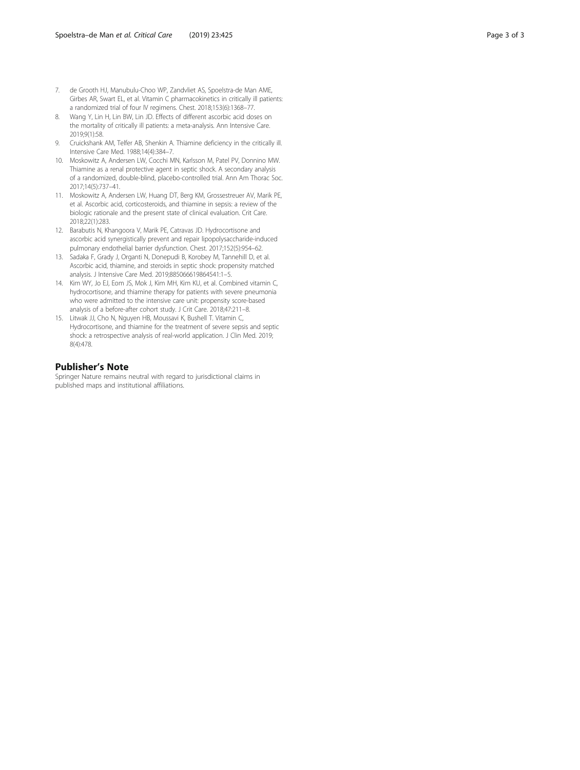7. de Grooth HJ, Manubulu-Choo WP, Zandvliet AS, Spoelstra-de Man AME, Girbes AR, Swart EL, et al. Vitamin C pharmacokinetics in critically ill patients: a randomized trial of four IV regimens. Chest. 2018;153(6):1368–77.
8. Wang Y, Lin H, Lin BW, Lin JD. Effects of different ascorbic acid doses on the mortality of critically ill patients: a meta-analysis. Ann Intensive Care. 2019;9(1):58.
9. Cruickshank AM, Telfer AB, Shenkin A. Thiamine deficiency in the critically ill. Intensive Care Med. 1988;14(4):384–7.
10. Moskowitz A, Andersen LW, Cocchi MN, Karlsson M, Patel PV, Donnino MW. Thiamine as a renal protective agent in septic shock. A secondary analysis of a randomized, double-blind, placebo-controlled trial. Ann Am Thorac Soc. 2017;14(5):737–41.
11. Moskowitz A, Andersen LW, Huang DT, Berg KM, Grossestreuer AV, Marik PE, et al. Ascorbic acid, corticosteroids, and thiamine in sepsis: a review of the biologic rationale and the present state of clinical evaluation. Crit Care. 2018;22(1):283.
12. Barabutis N, Khangoora V, Marik PE, Catravas JD. Hydrocortisone and ascorbic acid synergistically prevent and repair lipopolysaccharide-induced pulmonary endothelial barrier dysfunction. Chest. 2017;152(5):954–62.
13. Sadaka F, Grady J, Organti N, Donepudi B, Korobey M, Tannehill D, et al. Ascorbic acid, thiamine, and steroids in septic shock: propensity matched analysis. J Intensive Care Med. 2019;885066619864541:1–5.
14. Kim WY, Jo EJ, Eom JS, Mok J, Kim MH, Kim KU, et al. Combined vitamin C, hydrocortisone, and thiamine therapy for patients with severe pneumonia who were admitted to the intensive care unit: propensity score-based analysis of a before-after cohort study. J Crit Care. 2018;47:211–8.
15. Litwak JJ, Cho N, Nguyen HB, Moussavi K, Bushell T. Vitamin C, Hydrocortisone, and thiamine for the treatment of severe sepsis and septic shock: a retrospective analysis of real-world application. J Clin Med. 2019; 8(4):478.

## Publisher's Note

Springer Nature remains neutral with regard to jurisdictional claims in published maps and institutional affiliations.